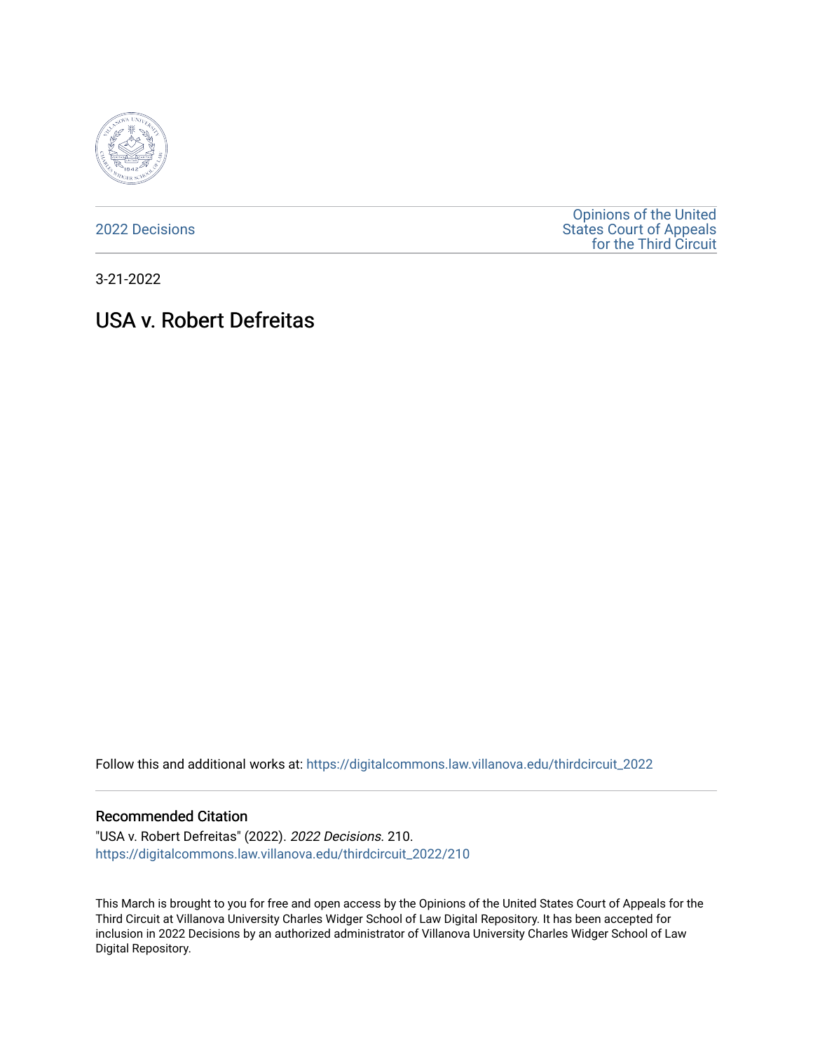2022 Decisions

Opinions of the United States Court of Appeals for the Third Circuit

3-21-2022

# USA v. Robert Defreitas

Follow this and additional works at: https://digitalcommons.law.villanova.edu/thirdcircuit_2022

### Recommended Citation

"USA v. Robert Defreitas" (2022). *2022 Decisions*. 210.
https://digitalcommons.law.villanova.edu/thirdcircuit_2022/210

This March is brought to you for free and open access by the Opinions of the United States Court of Appeals for the Third Circuit at Villanova University Charles Widger School of Law Digital Repository. It has been accepted for inclusion in 2022 Decisions by an authorized administrator of Villanova University Charles Widger School of Law Digital Repository.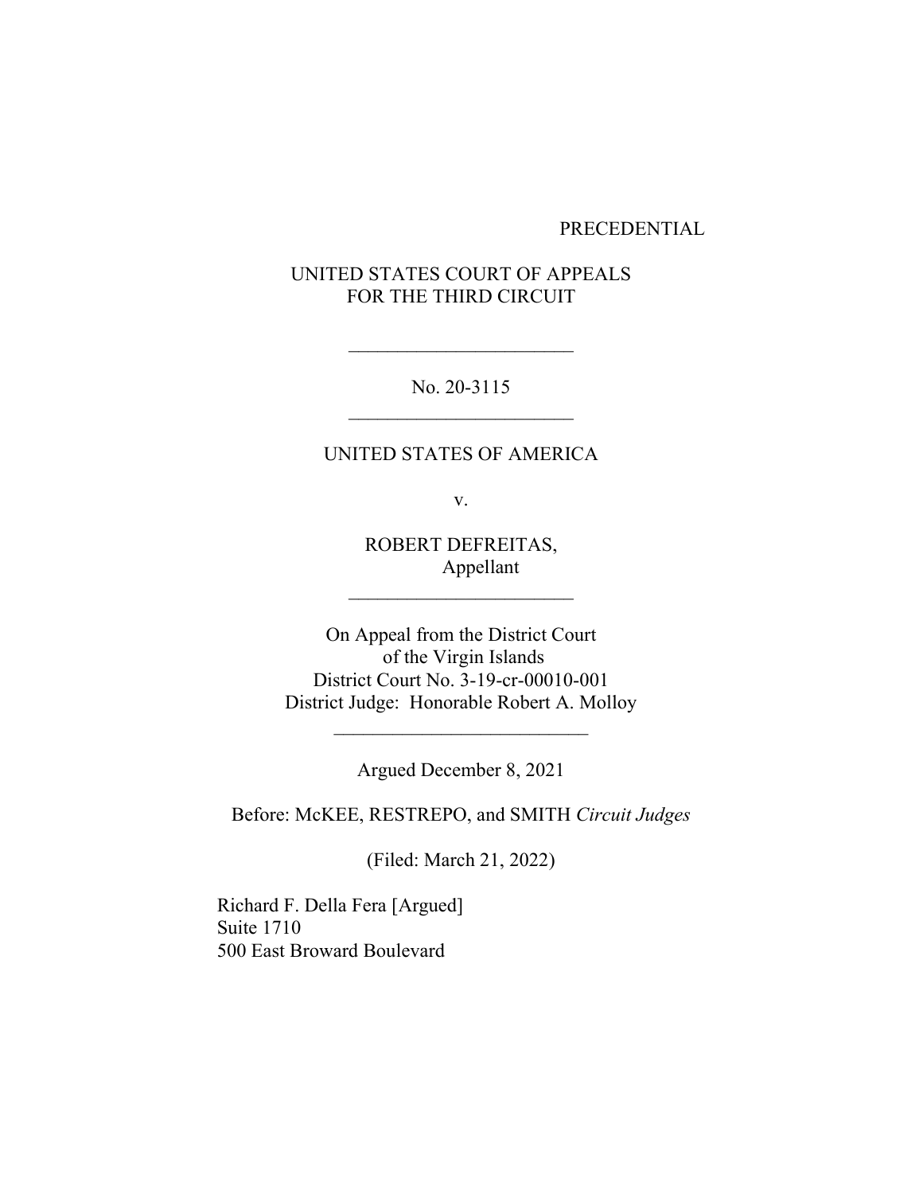PRECEDENTIAL

UNITED STATES COURT OF APPEALS
FOR THE THIRD CIRCUIT

\_\_\_\_\_\_\_\_\_\_\_\_\_\_\_\_\_\_\_\_\_\_\_\_

No. 20-3115

\_\_\_\_\_\_\_\_\_\_\_\_\_\_\_\_\_\_\_\_\_\_\_\_

UNITED STATES OF AMERICA

v.

ROBERT DEFREITAS,
Appellant

\_\_\_\_\_\_\_\_\_\_\_\_\_\_\_\_\_\_\_\_\_\_\_\_

On Appeal from the District Court
of the Virgin Islands
District Court No. 3-19-cr-00010-001
District Judge: Honorable Robert A. Molloy

\_\_\_\_\_\_\_\_\_\_\_\_\_\_\_\_\_\_\_\_\_\_\_\_\_\_\_

Argued December 8, 2021

Before: McKEE, RESTREPO, and SMITH *Circuit Judges*

(Filed: March 21, 2022)

Richard F. Della Fera [Argued]
Suite 1710
500 East Broward Boulevard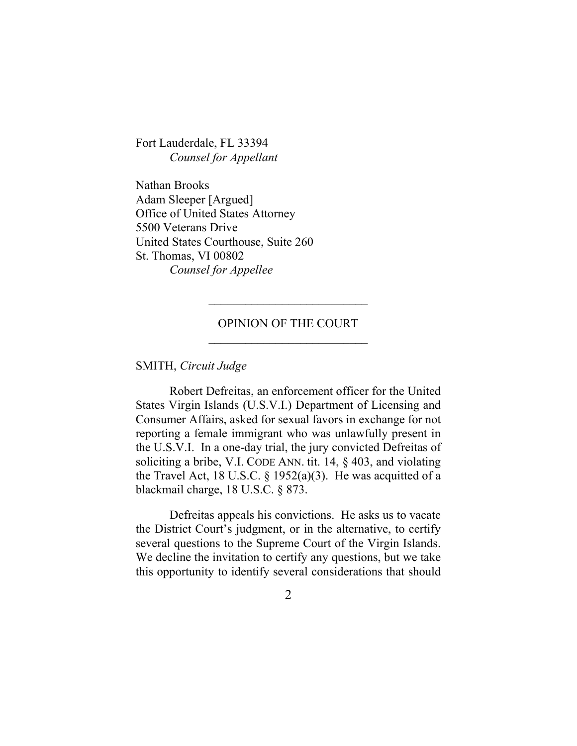Fort Lauderdale, FL 33394
*Counsel for Appellant*

Nathan Brooks
Adam Sleeper [Argued]
Office of United States Attorney
5500 Veterans Drive
United States Courthouse, Suite 260
St. Thomas, VI 00802
*Counsel for Appellee*

---

OPINION OF THE COURT

---

SMITH, *Circuit Judge*

Robert Defreitas, an enforcement officer for the United States Virgin Islands (U.S.V.I.) Department of Licensing and Consumer Affairs, asked for sexual favors in exchange for not reporting a female immigrant who was unlawfully present in the U.S.V.I. In a one-day trial, the jury convicted Defreitas of soliciting a bribe, V.I. CODE ANN. tit. 14, § 403, and violating the Travel Act, 18 U.S.C. § 1952(a)(3). He was acquitted of a blackmail charge, 18 U.S.C. § 873.

Defreitas appeals his convictions. He asks us to vacate the District Court's judgment, or in the alternative, to certify several questions to the Supreme Court of the Virgin Islands. We decline the invitation to certify any questions, but we take this opportunity to identify several considerations that should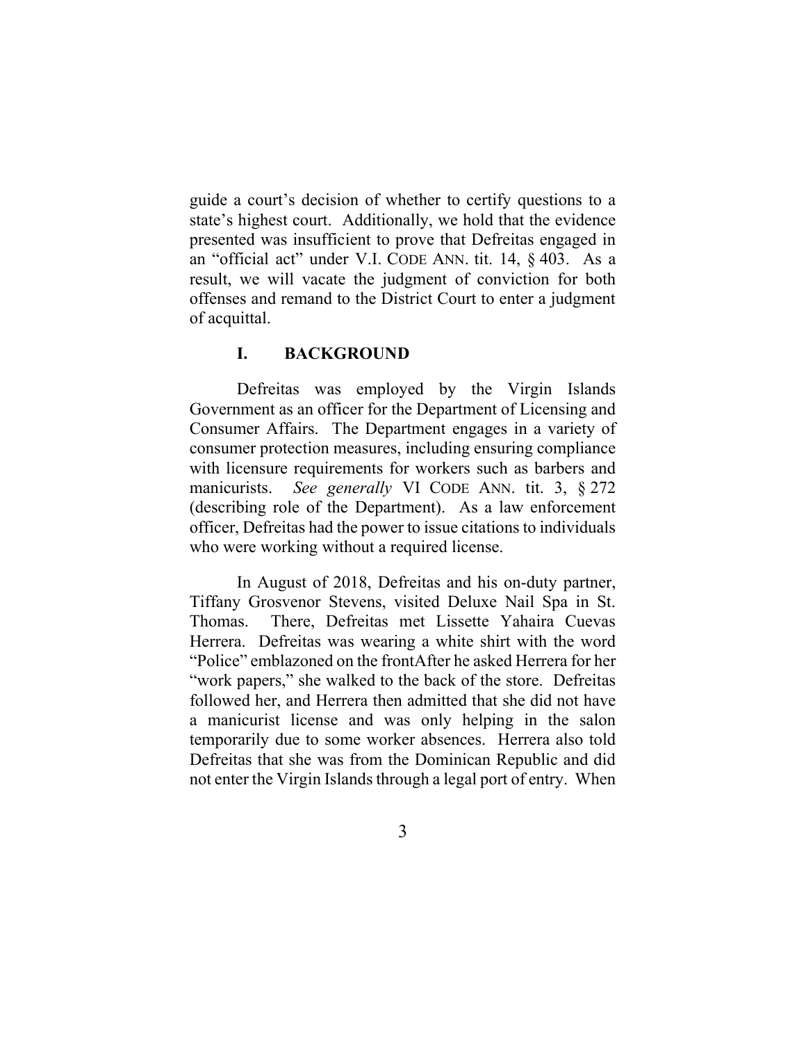guide a court's decision of whether to certify questions to a state's highest court. Additionally, we hold that the evidence presented was insufficient to prove that Defreitas engaged in an "official act" under V.I. CODE ANN. tit. 14, § 403. As a result, we will vacate the judgment of conviction for both offenses and remand to the District Court to enter a judgment of acquittal.

## I. BACKGROUND

Defreitas was employed by the Virgin Islands Government as an officer for the Department of Licensing and Consumer Affairs. The Department engages in a variety of consumer protection measures, including ensuring compliance with licensure requirements for workers such as barbers and manicurists. *See generally* VI CODE ANN. tit. 3, § 272 (describing role of the Department). As a law enforcement officer, Defreitas had the power to issue citations to individuals who were working without a required license.

In August of 2018, Defreitas and his on-duty partner, Tiffany Grosvenor Stevens, visited Deluxe Nail Spa in St. Thomas. There, Defreitas met Lissette Yahaira Cuevas Herrera. Defreitas was wearing a white shirt with the word "Police" emblazoned on the frontAfter he asked Herrera for her "work papers," she walked to the back of the store. Defreitas followed her, and Herrera then admitted that she did not have a manicurist license and was only helping in the salon temporarily due to some worker absences. Herrera also told Defreitas that she was from the Dominican Republic and did not enter the Virgin Islands through a legal port of entry. When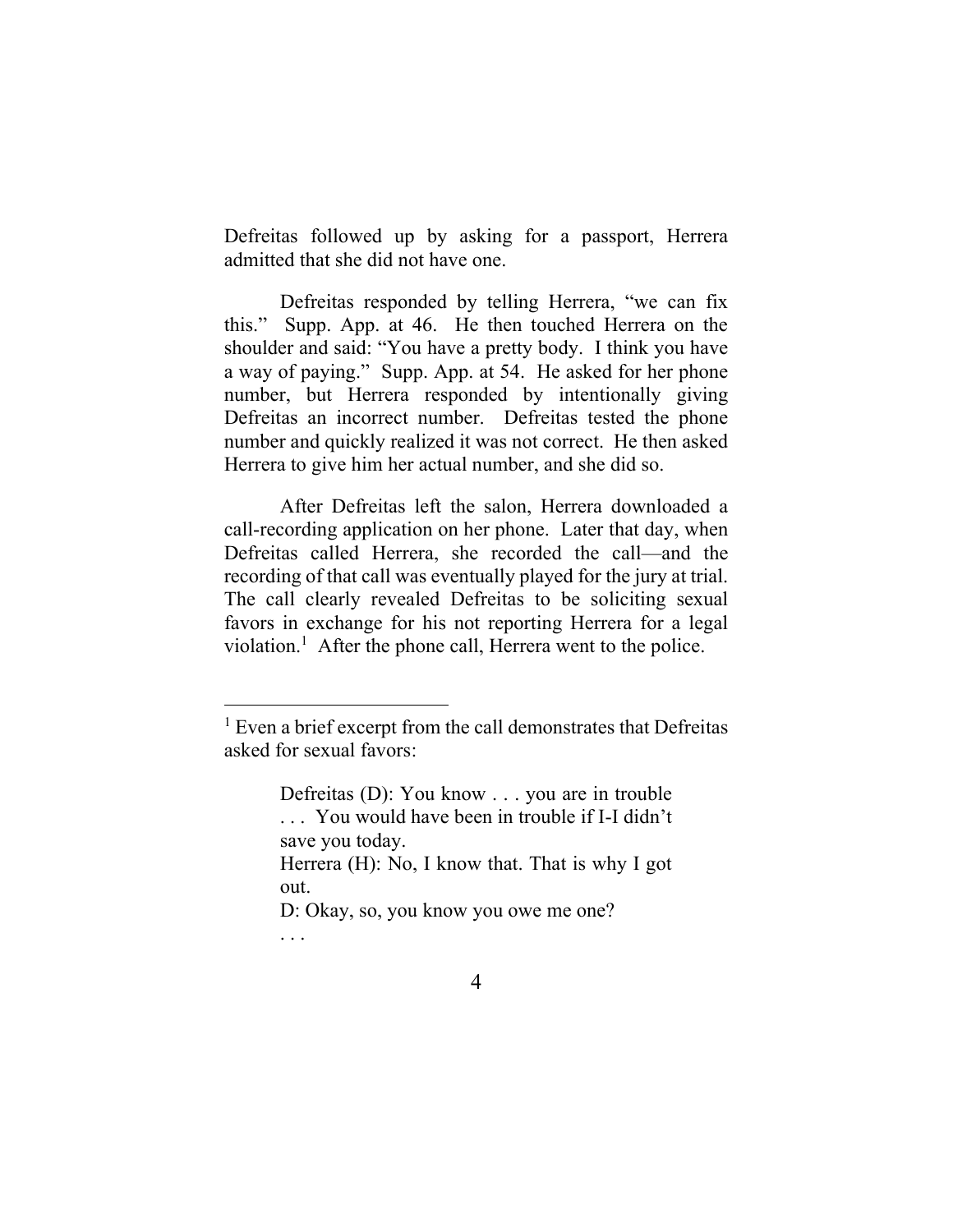Defreitas followed up by asking for a passport, Herrera admitted that she did not have one.

Defreitas responded by telling Herrera, "we can fix this." Supp. App. at 46. He then touched Herrera on the shoulder and said: "You have a pretty body. I think you have a way of paying." Supp. App. at 54. He asked for her phone number, but Herrera responded by intentionally giving Defreitas an incorrect number. Defreitas tested the phone number and quickly realized it was not correct. He then asked Herrera to give him her actual number, and she did so.

After Defreitas left the salon, Herrera downloaded a call-recording application on her phone. Later that day, when Defreitas called Herrera, she recorded the call—and the recording of that call was eventually played for the jury at trial. The call clearly revealed Defreitas to be soliciting sexual favors in exchange for his not reporting Herrera for a legal violation.[1] After the phone call, Herrera went to the police.

---

[1] Even a brief excerpt from the call demonstrates that Defreitas asked for sexual favors:

> Defreitas (D): You know . . . you are in trouble . . . You would have been in trouble if I-I didn't save you today.
> Herrera (H): No, I know that. That is why I got out.
> D: Okay, so, you know you owe me one?
> . . .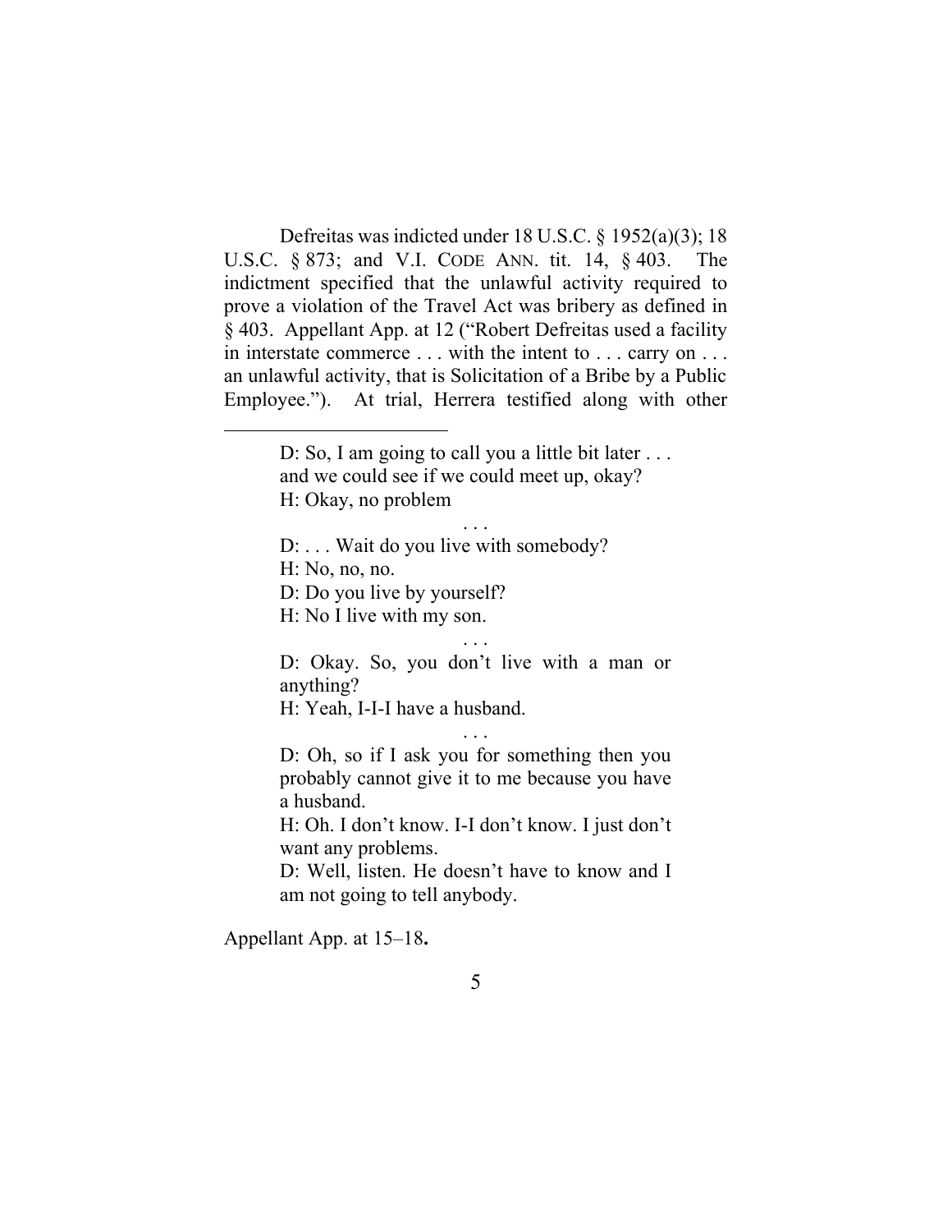Defreitas was indicted under 18 U.S.C. § 1952(a)(3); 18 U.S.C. § 873; and V.I. CODE ANN. tit. 14, § 403. The indictment specified that the unlawful activity required to prove a violation of the Travel Act was bribery as defined in § 403. Appellant App. at 12 ("Robert Defreitas used a facility in interstate commerce . . . with the intent to . . . carry on . . . an unlawful activity, that is Solicitation of a Bribe by a Public Employee."). At trial, Herrera testified along with other

---

> D: So, I am going to call you a little bit later . . . and we could see if we could meet up, okay?
> H: Okay, no problem
>
> . . .
>
> D: . . . Wait do you live with somebody?
> H: No, no, no.
> D: Do you live by yourself?
> H: No I live with my son.
>
> . . .
>
> D: Okay. So, you don't live with a man or anything?
> H: Yeah, I-I-I have a husband.
>
> . . .
>
> D: Oh, so if I ask you for something then you probably cannot give it to me because you have a husband.
> H: Oh. I don't know. I-I don't know. I just don't want any problems.
> D: Well, listen. He doesn't have to know and I am not going to tell anybody.

Appellant App. at 15–18.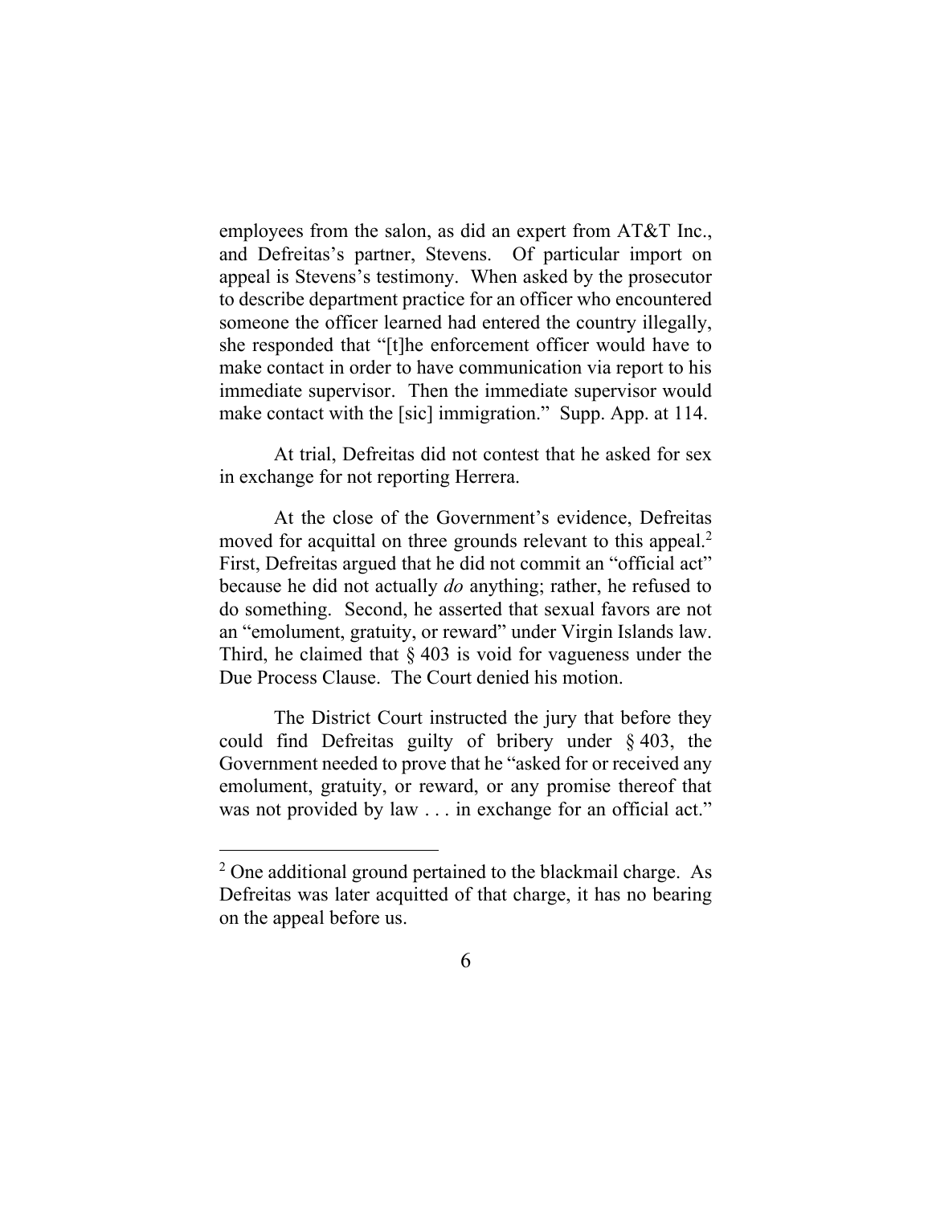employees from the salon, as did an expert from AT&T Inc., and Defreitas's partner, Stevens. Of particular import on appeal is Stevens's testimony. When asked by the prosecutor to describe department practice for an officer who encountered someone the officer learned had entered the country illegally, she responded that "[t]he enforcement officer would have to make contact in order to have communication via report to his immediate supervisor. Then the immediate supervisor would make contact with the [sic] immigration." Supp. App. at 114.

At trial, Defreitas did not contest that he asked for sex in exchange for not reporting Herrera.

At the close of the Government's evidence, Defreitas moved for acquittal on three grounds relevant to this appeal.[2] First, Defreitas argued that he did not commit an "official act" because he did not actually *do* anything; rather, he refused to do something. Second, he asserted that sexual favors are not an "emolument, gratuity, or reward" under Virgin Islands law. Third, he claimed that § 403 is void for vagueness under the Due Process Clause. The Court denied his motion.

The District Court instructed the jury that before they could find Defreitas guilty of bribery under § 403, the Government needed to prove that he "asked for or received any emolument, gratuity, or reward, or any promise thereof that was not provided by law . . . in exchange for an official act."

[2] One additional ground pertained to the blackmail charge. As Defreitas was later acquitted of that charge, it has no bearing on the appeal before us.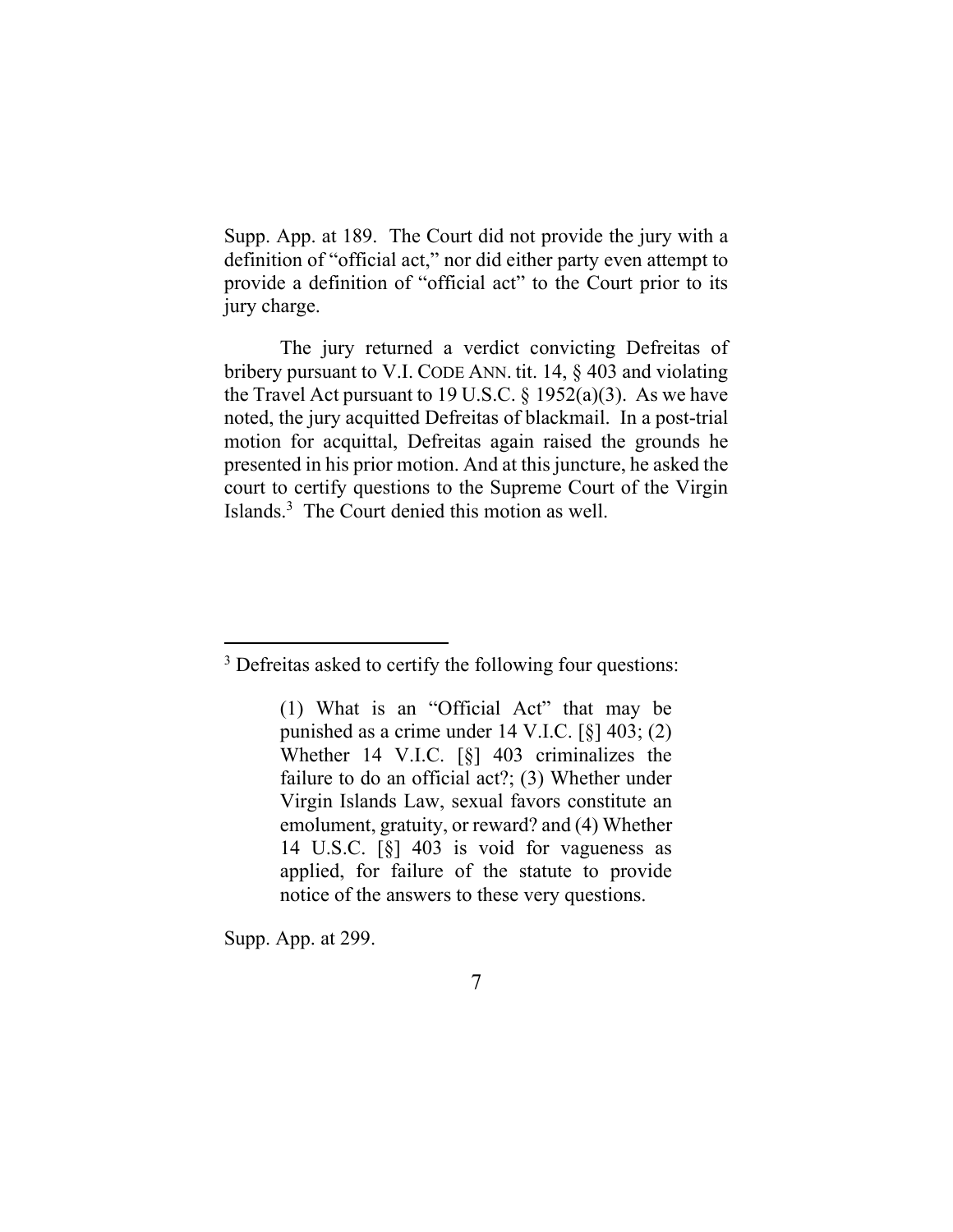Supp. App. at 189. The Court did not provide the jury with a definition of "official act," nor did either party even attempt to provide a definition of "official act" to the Court prior to its jury charge.

The jury returned a verdict convicting Defreitas of bribery pursuant to V.I. CODE ANN. tit. 14, § 403 and violating the Travel Act pursuant to 19 U.S.C. § 1952(a)(3). As we have noted, the jury acquitted Defreitas of blackmail. In a post-trial motion for acquittal, Defreitas again raised the grounds he presented in his prior motion. And at this juncture, he asked the court to certify questions to the Supreme Court of the Virgin Islands.[3] The Court denied this motion as well.

---

[3] Defreitas asked to certify the following four questions:

> (1) What is an "Official Act" that may be punished as a crime under 14 V.I.C. [§] 403; (2) Whether 14 V.I.C. [§] 403 criminalizes the failure to do an official act?; (3) Whether under Virgin Islands Law, sexual favors constitute an emolument, gratuity, or reward? and (4) Whether 14 U.S.C. [§] 403 is void for vagueness as applied, for failure of the statute to provide notice of the answers to these very questions.

Supp. App. at 299.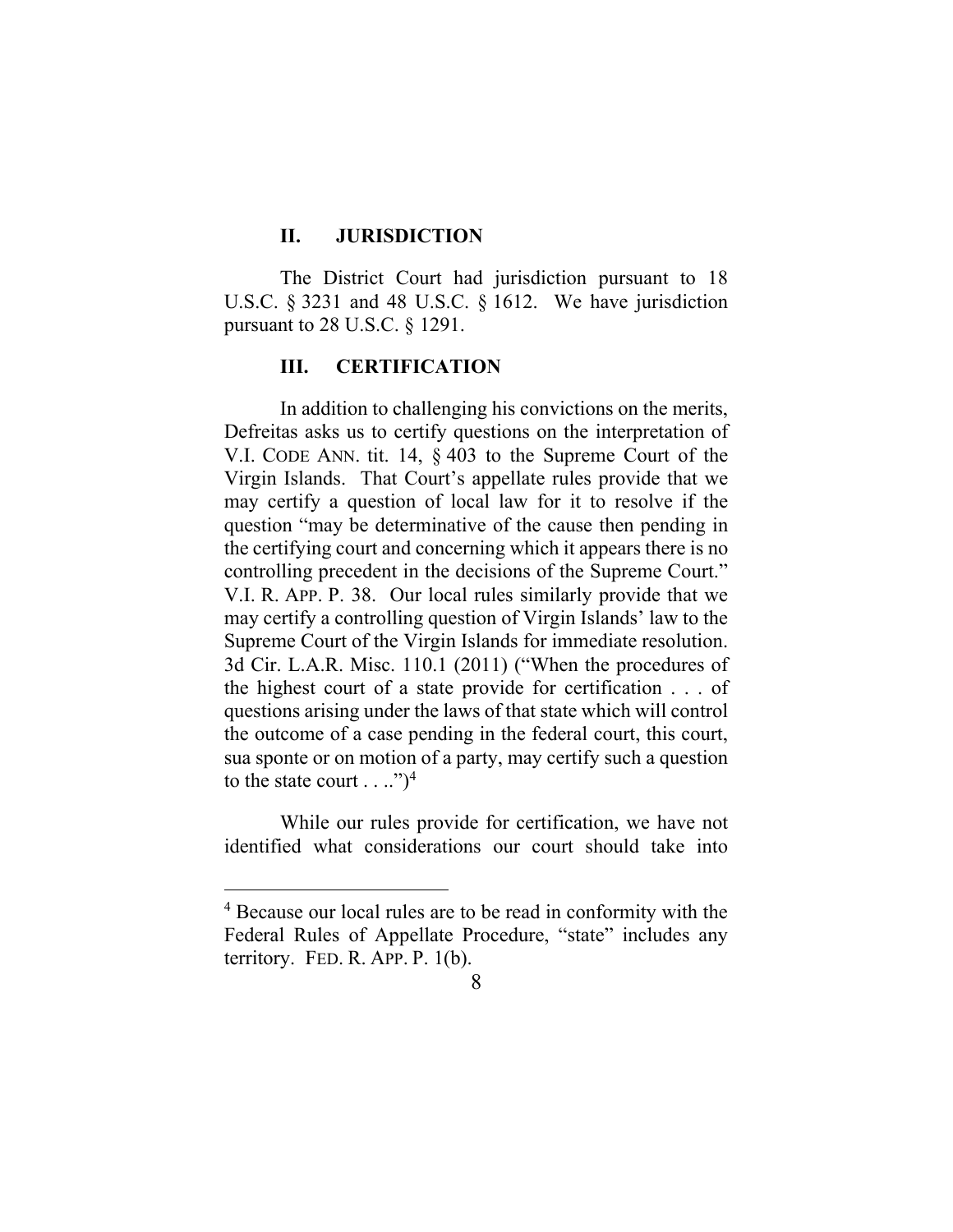## II. JURISDICTION

The District Court had jurisdiction pursuant to 18 U.S.C. § 3231 and 48 U.S.C. § 1612. We have jurisdiction pursuant to 28 U.S.C. § 1291.

## III. CERTIFICATION

In addition to challenging his convictions on the merits, Defreitas asks us to certify questions on the interpretation of V.I. CODE ANN. tit. 14, § 403 to the Supreme Court of the Virgin Islands. That Court's appellate rules provide that we may certify a question of local law for it to resolve if the question "may be determinative of the cause then pending in the certifying court and concerning which it appears there is no controlling precedent in the decisions of the Supreme Court." V.I. R. APP. P. 38. Our local rules similarly provide that we may certify a controlling question of Virgin Islands' law to the Supreme Court of the Virgin Islands for immediate resolution. 3d Cir. L.A.R. Misc. 110.1 (2011) ("When the procedures of the highest court of a state provide for certification . . . of questions arising under the laws of that state which will control the outcome of a case pending in the federal court, this court, sua sponte or on motion of a party, may certify such a question to the state court . . ..")[4]

While our rules provide for certification, we have not identified what considerations our court should take into

[4] Because our local rules are to be read in conformity with the Federal Rules of Appellate Procedure, "state" includes any territory. FED. R. APP. P. 1(b).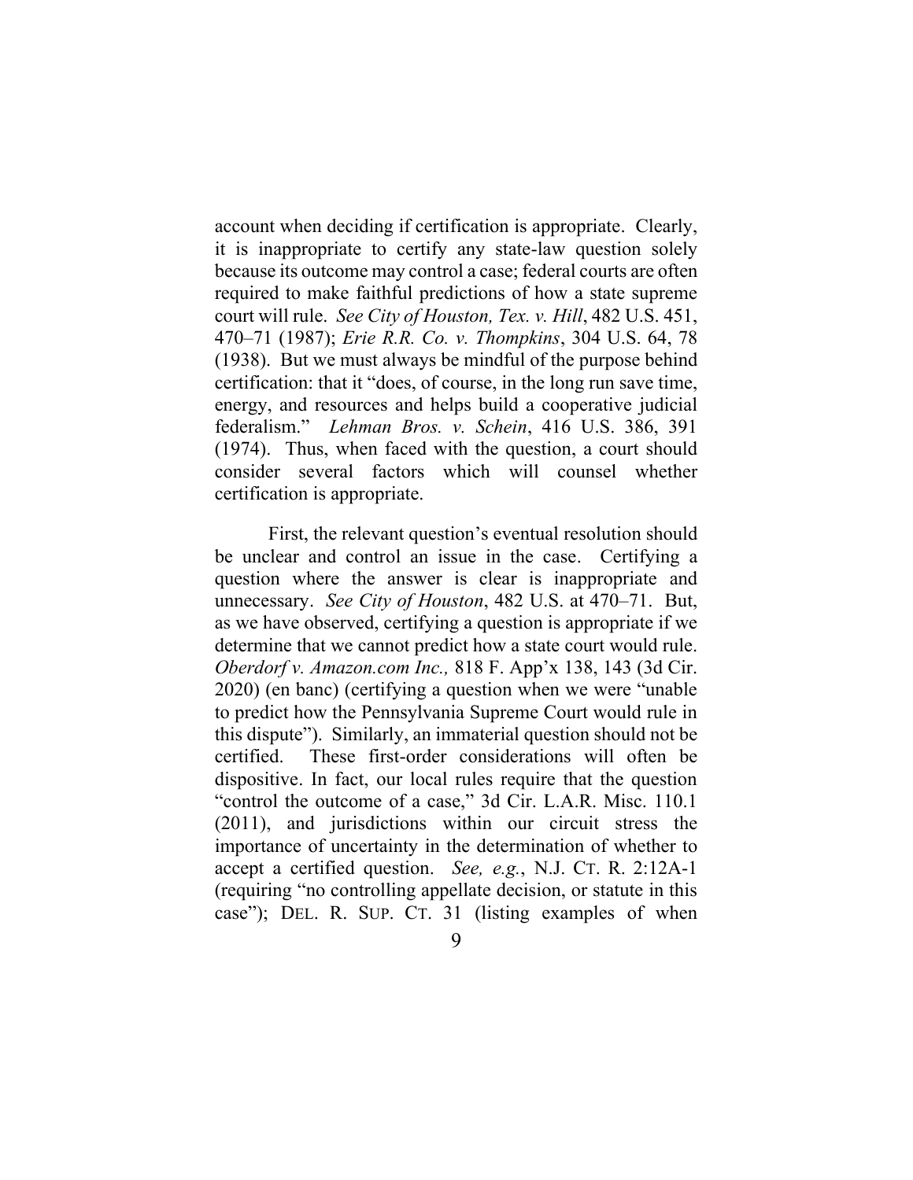account when deciding if certification is appropriate. Clearly, it is inappropriate to certify any state-law question solely because its outcome may control a case; federal courts are often required to make faithful predictions of how a state supreme court will rule. *See City of Houston, Tex. v. Hill*, 482 U.S. 451, 470–71 (1987); *Erie R.R. Co. v. Thompkins*, 304 U.S. 64, 78 (1938). But we must always be mindful of the purpose behind certification: that it "does, of course, in the long run save time, energy, and resources and helps build a cooperative judicial federalism." *Lehman Bros. v. Schein*, 416 U.S. 386, 391 (1974). Thus, when faced with the question, a court should consider several factors which will counsel whether certification is appropriate.

First, the relevant question's eventual resolution should be unclear and control an issue in the case. Certifying a question where the answer is clear is inappropriate and unnecessary. *See City of Houston*, 482 U.S. at 470–71. But, as we have observed, certifying a question is appropriate if we determine that we cannot predict how a state court would rule. *Oberdorf v. Amazon.com Inc.,* 818 F. App'x 138, 143 (3d Cir. 2020) (en banc) (certifying a question when we were "unable to predict how the Pennsylvania Supreme Court would rule in this dispute"). Similarly, an immaterial question should not be certified. These first-order considerations will often be dispositive. In fact, our local rules require that the question "control the outcome of a case," 3d Cir. L.A.R. Misc. 110.1 (2011), and jurisdictions within our circuit stress the importance of uncertainty in the determination of whether to accept a certified question. *See, e.g.*, N.J. CT. R. 2:12A-1 (requiring "no controlling appellate decision, or statute in this case"); DEL. R. SUP. CT. 31 (listing examples of when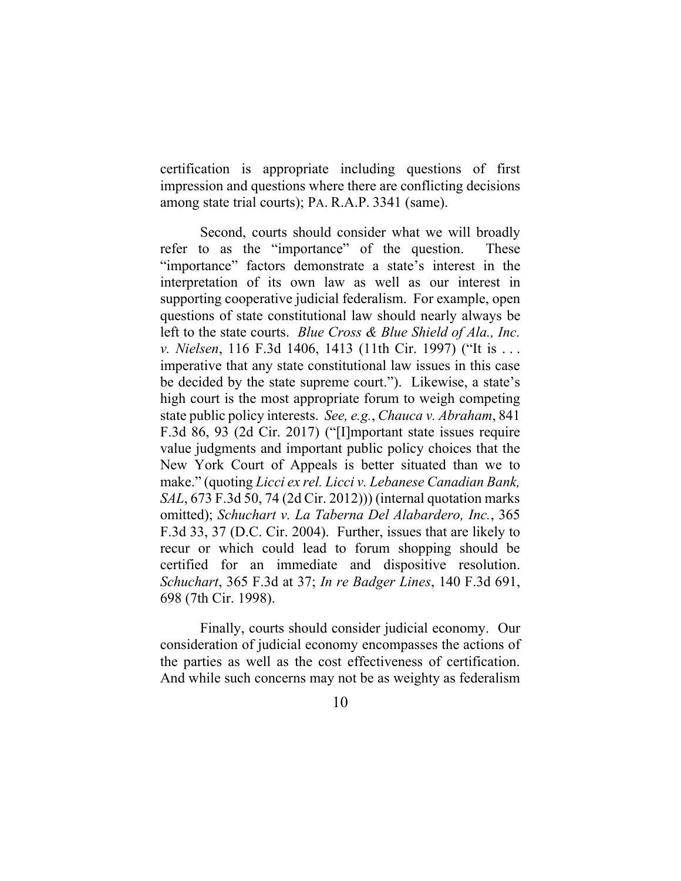certification is appropriate including questions of first impression and questions where there are conflicting decisions among state trial courts); PA. R.A.P. 3341 (same).

Second, courts should consider what we will broadly refer to as the "importance" of the question. These "importance" factors demonstrate a state's interest in the interpretation of its own law as well as our interest in supporting cooperative judicial federalism. For example, open questions of state constitutional law should nearly always be left to the state courts. *Blue Cross & Blue Shield of Ala., Inc. v. Nielsen*, 116 F.3d 1406, 1413 (11th Cir. 1997) ("It is . . . imperative that any state constitutional law issues in this case be decided by the state supreme court."). Likewise, a state's high court is the most appropriate forum to weigh competing state public policy interests. *See, e.g.*, *Chauca v. Abraham*, 841 F.3d 86, 93 (2d Cir. 2017) ("[I]mportant state issues require value judgments and important public policy choices that the New York Court of Appeals is better situated than we to make." (quoting *Licci ex rel. Licci v. Lebanese Canadian Bank, SAL*, 673 F.3d 50, 74 (2d Cir. 2012))) (internal quotation marks omitted); *Schuchart v. La Taberna Del Alabardero, Inc.*, 365 F.3d 33, 37 (D.C. Cir. 2004). Further, issues that are likely to recur or which could lead to forum shopping should be certified for an immediate and dispositive resolution. *Schuchart*, 365 F.3d at 37; *In re Badger Lines*, 140 F.3d 691, 698 (7th Cir. 1998).

Finally, courts should consider judicial economy. Our consideration of judicial economy encompasses the actions of the parties as well as the cost effectiveness of certification. And while such concerns may not be as weighty as federalism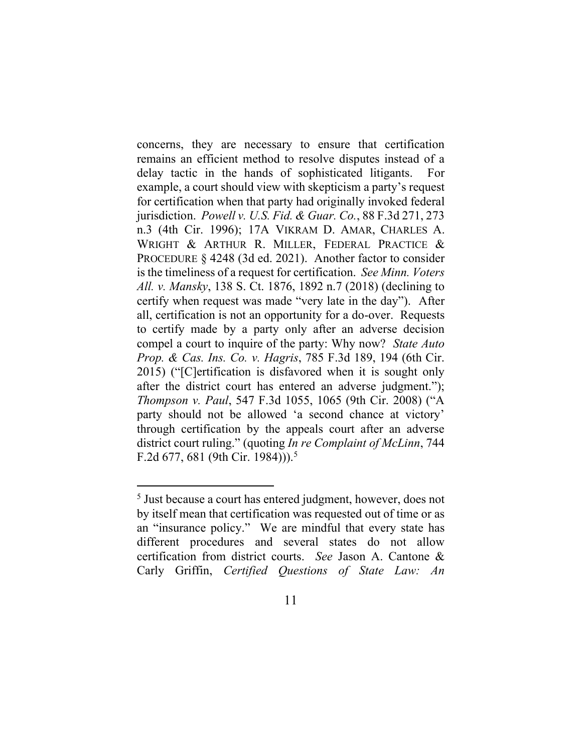concerns, they are necessary to ensure that certification remains an efficient method to resolve disputes instead of a delay tactic in the hands of sophisticated litigants. For example, a court should view with skepticism a party's request for certification when that party had originally invoked federal jurisdiction. *Powell v. U.S. Fid. & Guar. Co.*, 88 F.3d 271, 273 n.3 (4th Cir. 1996); 17A VIKRAM D. AMAR, CHARLES A. WRIGHT & ARTHUR R. MILLER, FEDERAL PRACTICE & PROCEDURE § 4248 (3d ed. 2021). Another factor to consider is the timeliness of a request for certification. *See Minn. Voters All. v. Mansky*, 138 S. Ct. 1876, 1892 n.7 (2018) (declining to certify when request was made "very late in the day"). After all, certification is not an opportunity for a do-over. Requests to certify made by a party only after an adverse decision compel a court to inquire of the party: Why now? *State Auto Prop. & Cas. Ins. Co. v. Hagris*, 785 F.3d 189, 194 (6th Cir. 2015) ("[C]ertification is disfavored when it is sought only after the district court has entered an adverse judgment."); *Thompson v. Paul*, 547 F.3d 1055, 1065 (9th Cir. 2008) ("A party should not be allowed 'a second chance at victory' through certification by the appeals court after an adverse district court ruling." (quoting *In re Complaint of McLinn*, 744 F.2d 677, 681 (9th Cir. 1984))).[5]

---

[5] Just because a court has entered judgment, however, does not by itself mean that certification was requested out of time or as an "insurance policy." We are mindful that every state has different procedures and several states do not allow certification from district courts. *See* Jason A. Cantone & Carly Griffin, *Certified Questions of State Law: An*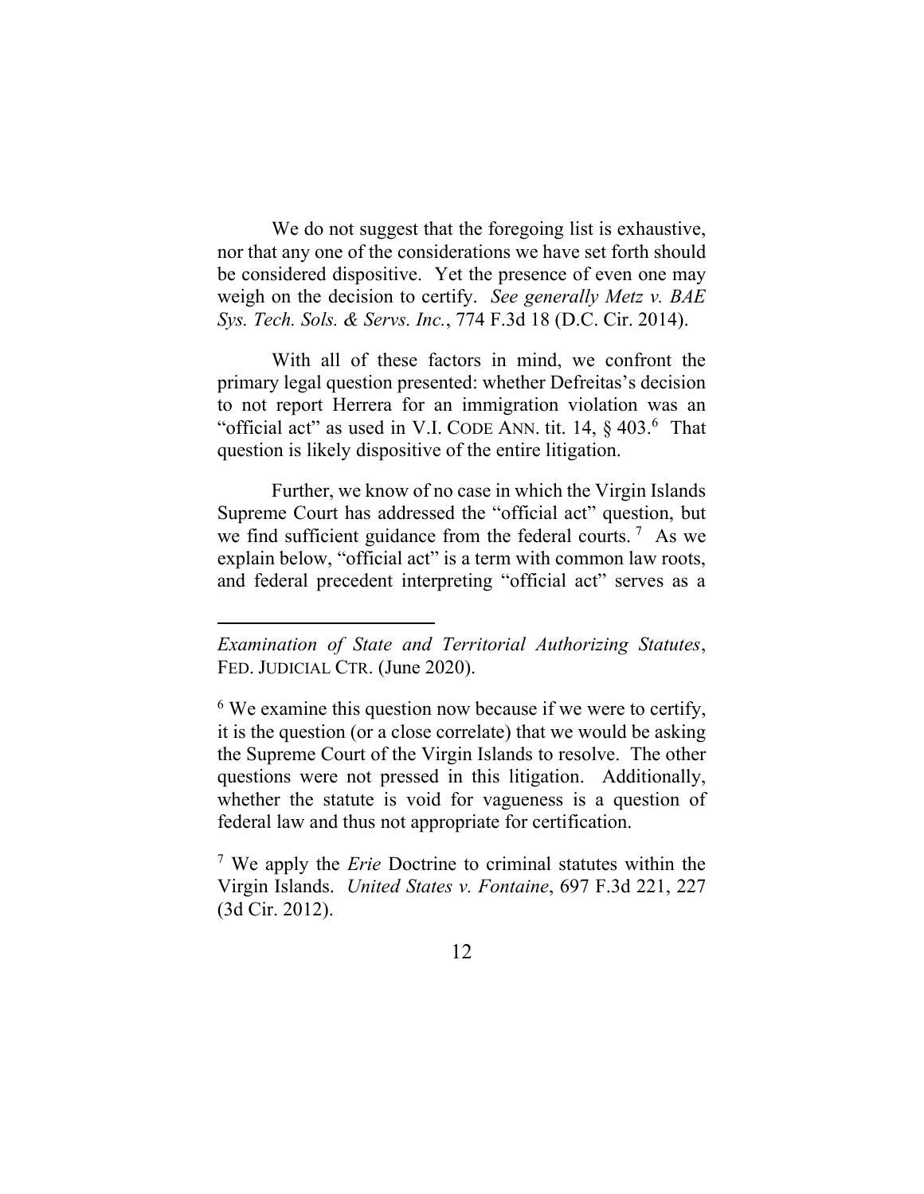We do not suggest that the foregoing list is exhaustive, nor that any one of the considerations we have set forth should be considered dispositive. Yet the presence of even one may weigh on the decision to certify. *See generally Metz v. BAE Sys. Tech. Sols. & Servs. Inc.*, 774 F.3d 18 (D.C. Cir. 2014).

With all of these factors in mind, we confront the primary legal question presented: whether Defreitas's decision to not report Herrera for an immigration violation was an "official act" as used in V.I. CODE ANN. tit. 14, § 403.[6] That question is likely dispositive of the entire litigation.

Further, we know of no case in which the Virgin Islands Supreme Court has addressed the "official act" question, but we find sufficient guidance from the federal courts.[7] As we explain below, "official act" is a term with common law roots, and federal precedent interpreting "official act" serves as a

---

*Examination of State and Territorial Authorizing Statutes*, FED. JUDICIAL CTR. (June 2020).

[6] We examine this question now because if we were to certify, it is the question (or a close correlate) that we would be asking the Supreme Court of the Virgin Islands to resolve. The other questions were not pressed in this litigation. Additionally, whether the statute is void for vagueness is a question of federal law and thus not appropriate for certification.

[7] We apply the *Erie* Doctrine to criminal statutes within the Virgin Islands. *United States v. Fontaine*, 697 F.3d 221, 227 (3d Cir. 2012).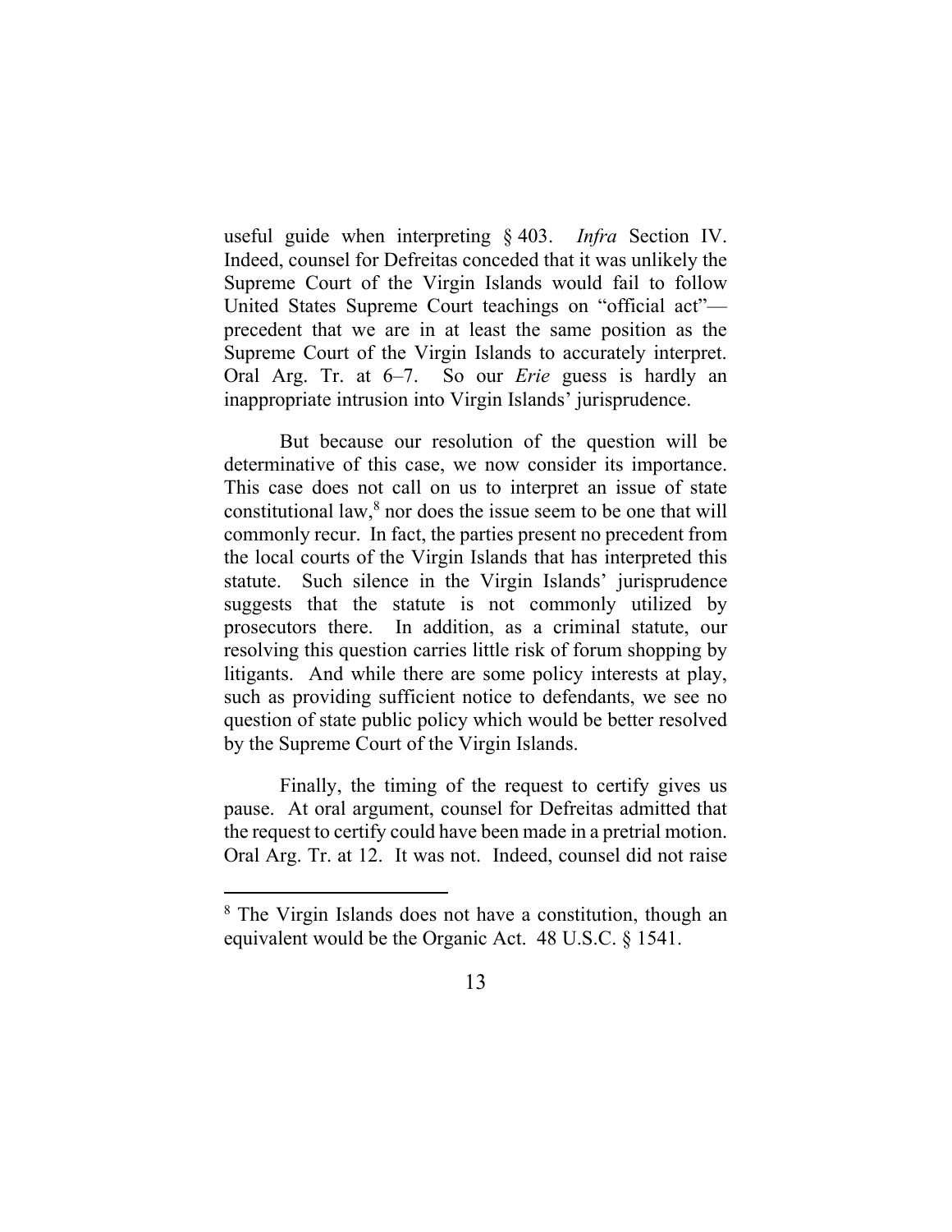useful guide when interpreting § 403. *Infra* Section IV. Indeed, counsel for Defreitas conceded that it was unlikely the Supreme Court of the Virgin Islands would fail to follow United States Supreme Court teachings on "official act"—precedent that we are in at least the same position as the Supreme Court of the Virgin Islands to accurately interpret. Oral Arg. Tr. at 6–7. So our *Erie* guess is hardly an inappropriate intrusion into Virgin Islands' jurisprudence.

But because our resolution of the question will be determinative of this case, we now consider its importance. This case does not call on us to interpret an issue of state constitutional law,[8] nor does the issue seem to be one that will commonly recur. In fact, the parties present no precedent from the local courts of the Virgin Islands that has interpreted this statute. Such silence in the Virgin Islands' jurisprudence suggests that the statute is not commonly utilized by prosecutors there. In addition, as a criminal statute, our resolving this question carries little risk of forum shopping by litigants. And while there are some policy interests at play, such as providing sufficient notice to defendants, we see no question of state public policy which would be better resolved by the Supreme Court of the Virgin Islands.

Finally, the timing of the request to certify gives us pause. At oral argument, counsel for Defreitas admitted that the request to certify could have been made in a pretrial motion. Oral Arg. Tr. at 12. It was not. Indeed, counsel did not raise

[8] The Virgin Islands does not have a constitution, though an equivalent would be the Organic Act. 48 U.S.C. § 1541.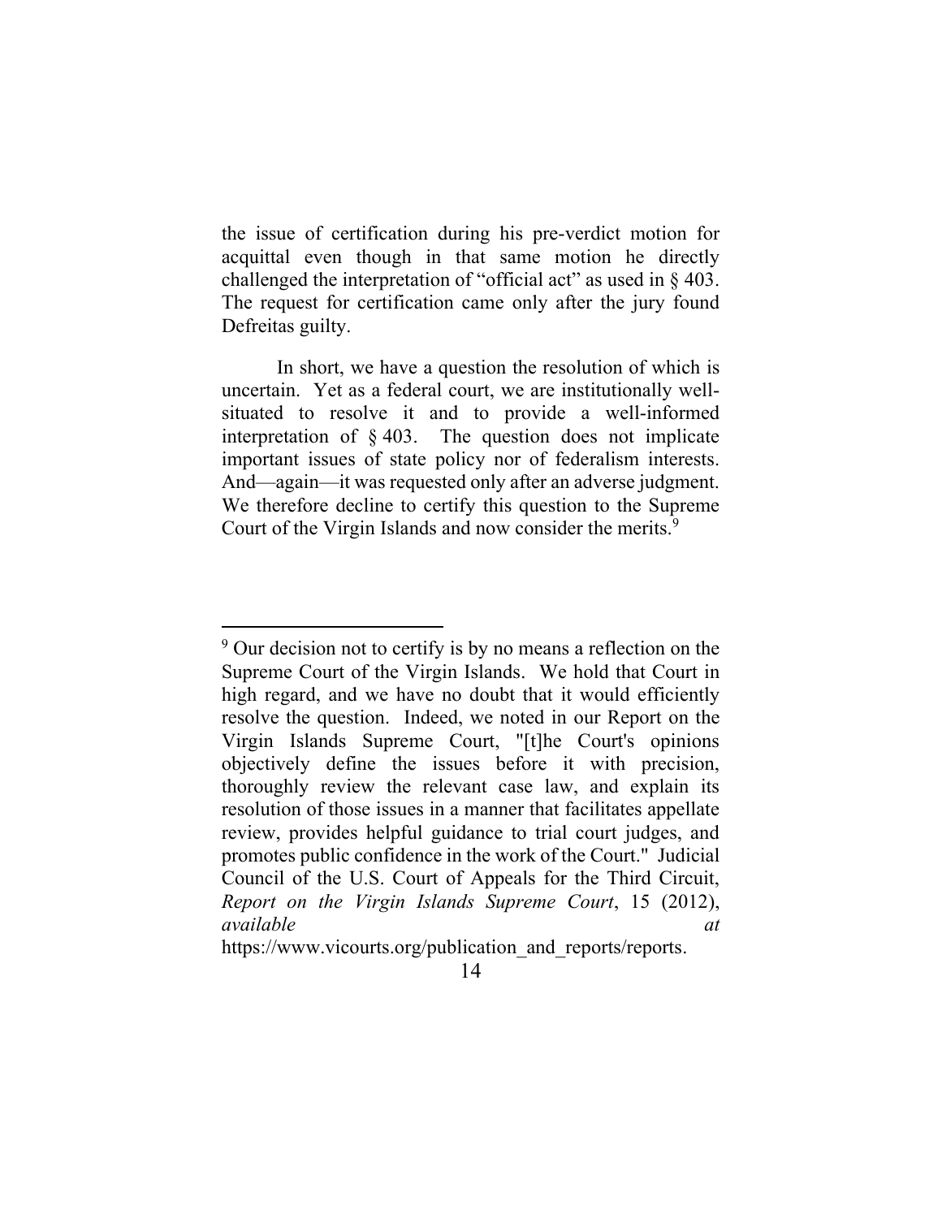the issue of certification during his pre-verdict motion for acquittal even though in that same motion he directly challenged the interpretation of "official act" as used in § 403. The request for certification came only after the jury found Defreitas guilty.

In short, we have a question the resolution of which is uncertain. Yet as a federal court, we are institutionally well-situated to resolve it and to provide a well-informed interpretation of § 403. The question does not implicate important issues of state policy nor of federalism interests. And—again—it was requested only after an adverse judgment. We therefore decline to certify this question to the Supreme Court of the Virgin Islands and now consider the merits.[9]

---

[9] Our decision not to certify is by no means a reflection on the Supreme Court of the Virgin Islands. We hold that Court in high regard, and we have no doubt that it would efficiently resolve the question. Indeed, we noted in our Report on the Virgin Islands Supreme Court, "[t]he Court's opinions objectively define the issues before it with precision, thoroughly review the relevant case law, and explain its resolution of those issues in a manner that facilitates appellate review, provides helpful guidance to trial court judges, and promotes public confidence in the work of the Court." Judicial Council of the U.S. Court of Appeals for the Third Circuit, *Report on the Virgin Islands Supreme Court*, 15 (2012), *available at* https://www.vicourts.org/publication_and_reports/reports.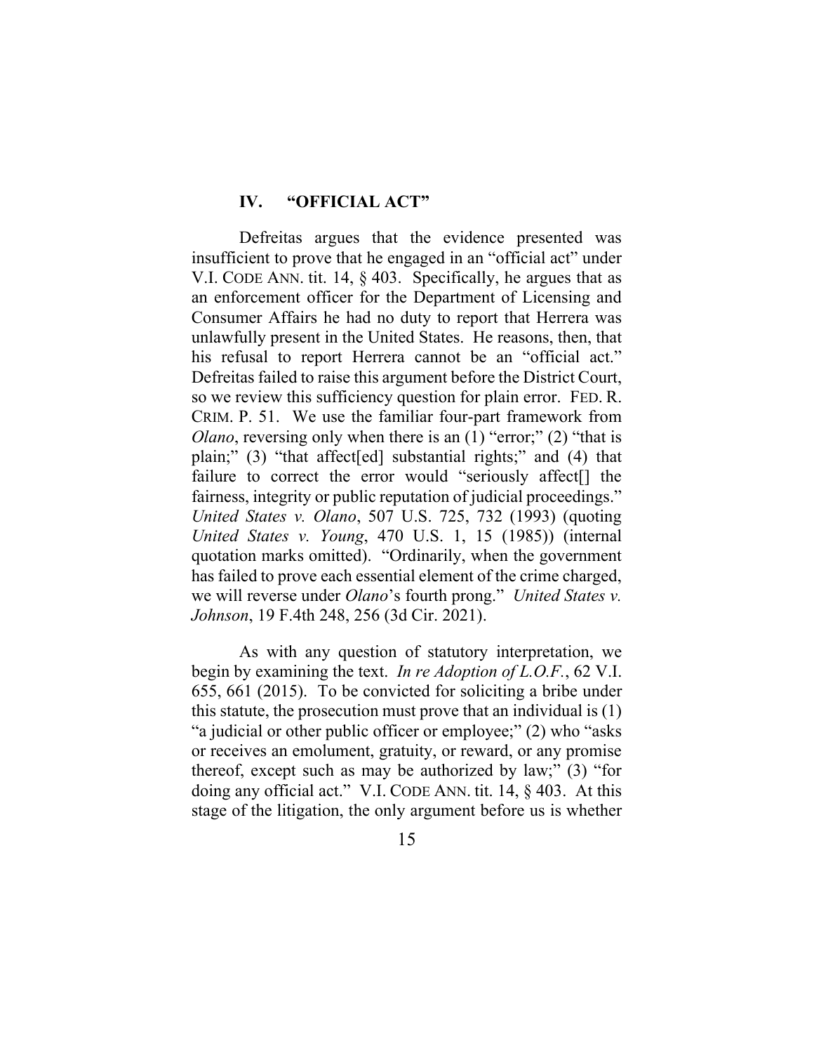## IV. "OFFICIAL ACT"

Defreitas argues that the evidence presented was insufficient to prove that he engaged in an "official act" under V.I. CODE ANN. tit. 14, § 403. Specifically, he argues that as an enforcement officer for the Department of Licensing and Consumer Affairs he had no duty to report that Herrera was unlawfully present in the United States. He reasons, then, that his refusal to report Herrera cannot be an "official act." Defreitas failed to raise this argument before the District Court, so we review this sufficiency question for plain error. FED. R. CRIM. P. 51. We use the familiar four-part framework from *Olano*, reversing only when there is an (1) "error;" (2) "that is plain;" (3) "that affect[ed] substantial rights;" and (4) that failure to correct the error would "seriously affect[] the fairness, integrity or public reputation of judicial proceedings." *United States v. Olano*, 507 U.S. 725, 732 (1993) (quoting *United States v. Young*, 470 U.S. 1, 15 (1985)) (internal quotation marks omitted). "Ordinarily, when the government has failed to prove each essential element of the crime charged, we will reverse under *Olano*'s fourth prong." *United States v. Johnson*, 19 F.4th 248, 256 (3d Cir. 2021).

As with any question of statutory interpretation, we begin by examining the text. *In re Adoption of L.O.F.*, 62 V.I. 655, 661 (2015). To be convicted for soliciting a bribe under this statute, the prosecution must prove that an individual is (1) "a judicial or other public officer or employee;" (2) who "asks or receives an emolument, gratuity, or reward, or any promise thereof, except such as may be authorized by law;" (3) "for doing any official act." V.I. CODE ANN. tit. 14, § 403. At this stage of the litigation, the only argument before us is whether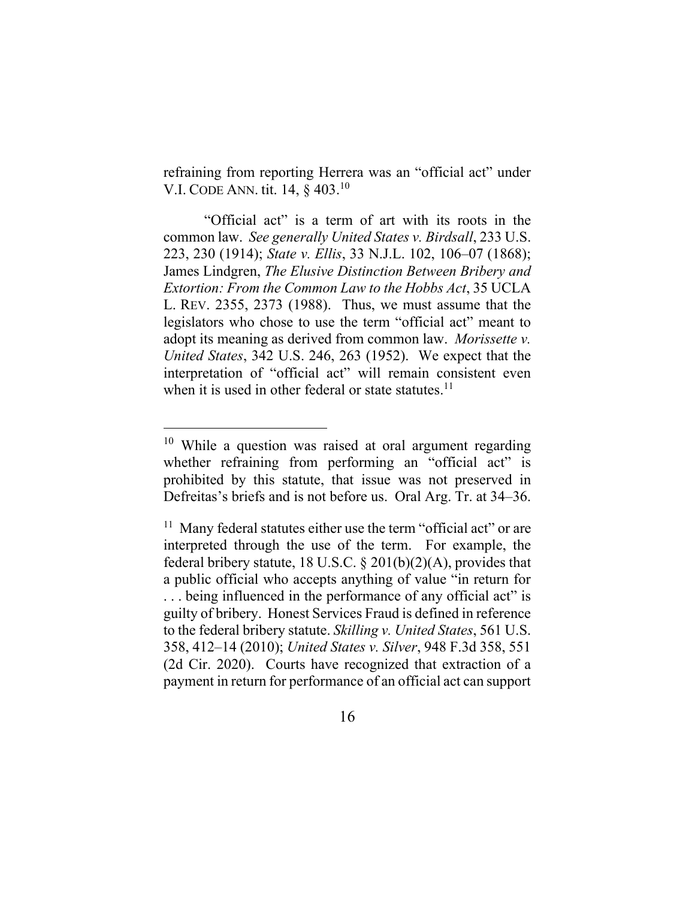refraining from reporting Herrera was an "official act" under V.I. CODE ANN. tit. 14, § 403.[10]

"Official act" is a term of art with its roots in the common law. *See generally United States v. Birdsall*, 233 U.S. 223, 230 (1914); *State v. Ellis*, 33 N.J.L. 102, 106–07 (1868); James Lindgren, *The Elusive Distinction Between Bribery and Extortion: From the Common Law to the Hobbs Act*, 35 UCLA L. REV. 2355, 2373 (1988). Thus, we must assume that the legislators who chose to use the term "official act" meant to adopt its meaning as derived from common law. *Morissette v. United States*, 342 U.S. 246, 263 (1952). We expect that the interpretation of "official act" will remain consistent even when it is used in other federal or state statutes.[11]

---

[10] While a question was raised at oral argument regarding whether refraining from performing an "official act" is prohibited by this statute, that issue was not preserved in Defreitas's briefs and is not before us. Oral Arg. Tr. at 34–36.

[11] Many federal statutes either use the term "official act" or are interpreted through the use of the term. For example, the federal bribery statute, 18 U.S.C. § 201(b)(2)(A), provides that a public official who accepts anything of value "in return for . . . being influenced in the performance of any official act" is guilty of bribery. Honest Services Fraud is defined in reference to the federal bribery statute. *Skilling v. United States*, 561 U.S. 358, 412–14 (2010); *United States v. Silver*, 948 F.3d 358, 551 (2d Cir. 2020). Courts have recognized that extraction of a payment in return for performance of an official act can support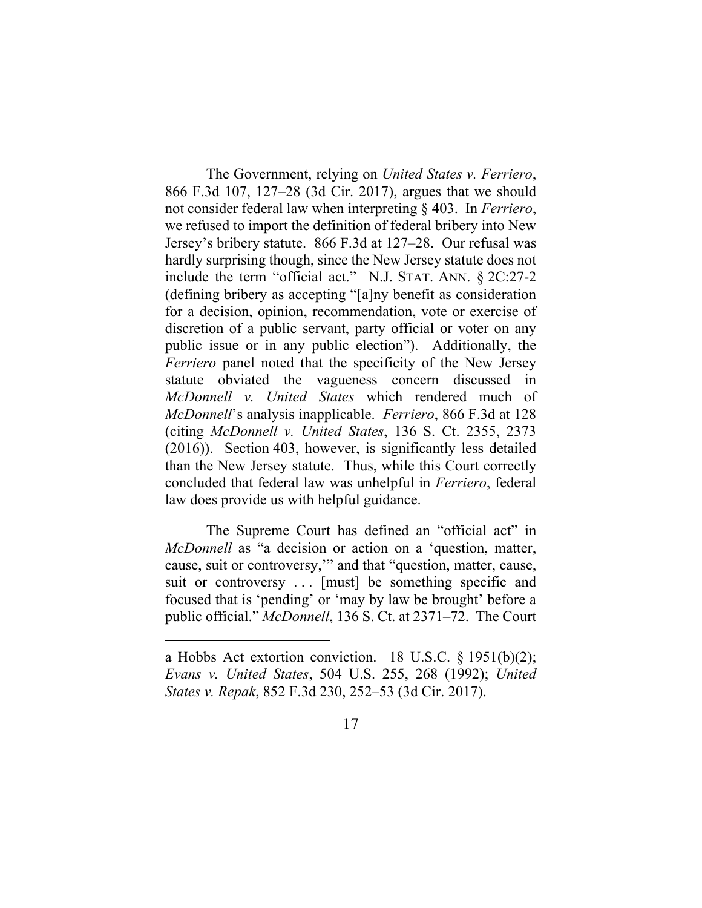The Government, relying on *United States v. Ferriero*, 866 F.3d 107, 127–28 (3d Cir. 2017), argues that we should not consider federal law when interpreting § 403. In *Ferriero*, we refused to import the definition of federal bribery into New Jersey's bribery statute. 866 F.3d at 127–28. Our refusal was hardly surprising though, since the New Jersey statute does not include the term "official act." N.J. STAT. ANN. § 2C:27-2 (defining bribery as accepting "[a]ny benefit as consideration for a decision, opinion, recommendation, vote or exercise of discretion of a public servant, party official or voter on any public issue or in any public election"). Additionally, the *Ferriero* panel noted that the specificity of the New Jersey statute obviated the vagueness concern discussed in *McDonnell v. United States* which rendered much of *McDonnell*'s analysis inapplicable. *Ferriero*, 866 F.3d at 128 (citing *McDonnell v. United States*, 136 S. Ct. 2355, 2373 (2016)). Section 403, however, is significantly less detailed than the New Jersey statute. Thus, while this Court correctly concluded that federal law was unhelpful in *Ferriero*, federal law does provide us with helpful guidance.

The Supreme Court has defined an "official act" in *McDonnell* as "a decision or action on a 'question, matter, cause, suit or controversy,'" and that "question, matter, cause, suit or controversy . . . [must] be something specific and focused that is 'pending' or 'may by law be brought' before a public official." *McDonnell*, 136 S. Ct. at 2371–72. The Court

---

a Hobbs Act extortion conviction. 18 U.S.C. § 1951(b)(2); *Evans v. United States*, 504 U.S. 255, 268 (1992); *United States v. Repak*, 852 F.3d 230, 252–53 (3d Cir. 2017).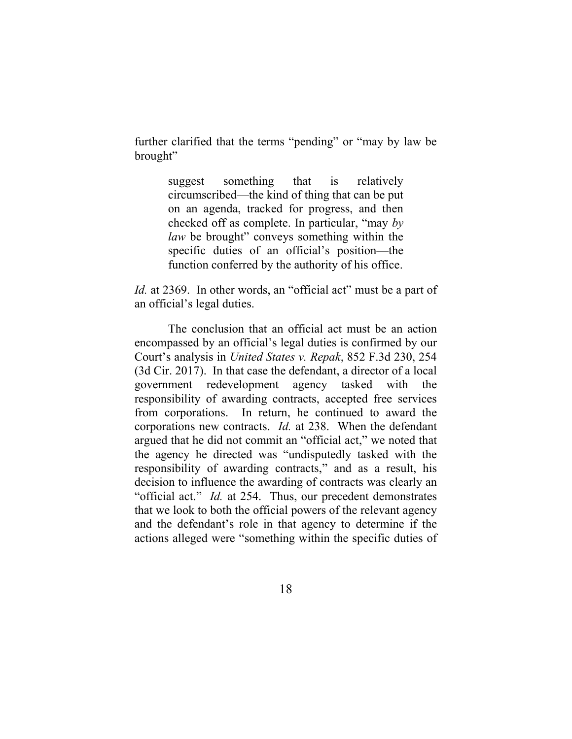further clarified that the terms "pending" or "may by law be brought"

> suggest something that is relatively circumscribed—the kind of thing that can be put on an agenda, tracked for progress, and then checked off as complete. In particular, "may *by law* be brought" conveys something within the specific duties of an official's position—the function conferred by the authority of his office.

*Id.* at 2369. In other words, an "official act" must be a part of an official's legal duties.

The conclusion that an official act must be an action encompassed by an official's legal duties is confirmed by our Court's analysis in *United States v. Repak*, 852 F.3d 230, 254 (3d Cir. 2017). In that case the defendant, a director of a local government redevelopment agency tasked with the responsibility of awarding contracts, accepted free services from corporations. In return, he continued to award the corporations new contracts. *Id.* at 238. When the defendant argued that he did not commit an "official act," we noted that the agency he directed was "undisputedly tasked with the responsibility of awarding contracts," and as a result, his decision to influence the awarding of contracts was clearly an "official act." *Id.* at 254. Thus, our precedent demonstrates that we look to both the official powers of the relevant agency and the defendant's role in that agency to determine if the actions alleged were "something within the specific duties of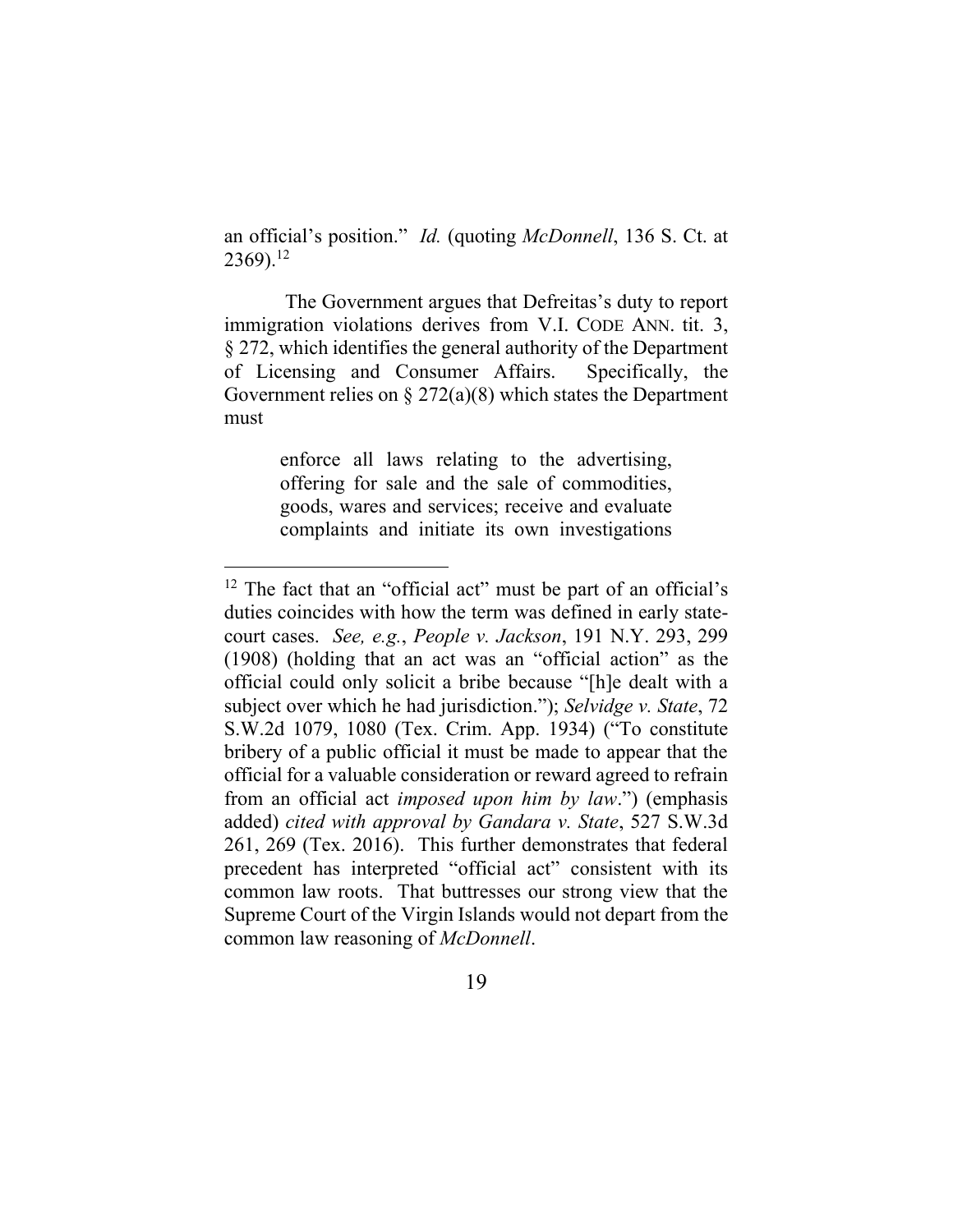an official's position." *Id.* (quoting *McDonnell*, 136 S. Ct. at 2369).[12]

The Government argues that Defreitas's duty to report immigration violations derives from V.I. CODE ANN. tit. 3, § 272, which identifies the general authority of the Department of Licensing and Consumer Affairs. Specifically, the Government relies on § 272(a)(8) which states the Department must

> enforce all laws relating to the advertising, offering for sale and the sale of commodities, goods, wares and services; receive and evaluate complaints and initiate its own investigations

---

[12] The fact that an "official act" must be part of an official's duties coincides with how the term was defined in early state-court cases. *See, e.g.*, *People v. Jackson*, 191 N.Y. 293, 299 (1908) (holding that an act was an "official action" as the official could only solicit a bribe because "[h]e dealt with a subject over which he had jurisdiction."); *Selvidge v. State*, 72 S.W.2d 1079, 1080 (Tex. Crim. App. 1934) ("To constitute bribery of a public official it must be made to appear that the official for a valuable consideration or reward agreed to refrain from an official act *imposed upon him by law*.") (emphasis added) *cited with approval by Gandara v. State*, 527 S.W.3d 261, 269 (Tex. 2016). This further demonstrates that federal precedent has interpreted "official act" consistent with its common law roots. That buttresses our strong view that the Supreme Court of the Virgin Islands would not depart from the common law reasoning of *McDonnell*.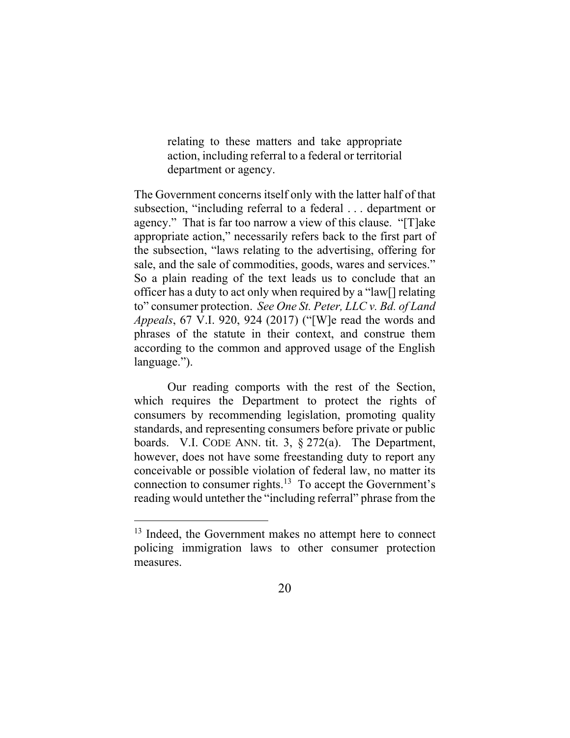> relating to these matters and take appropriate action, including referral to a federal or territorial department or agency.

The Government concerns itself only with the latter half of that subsection, "including referral to a federal . . . department or agency." That is far too narrow a view of this clause. "[T]ake appropriate action," necessarily refers back to the first part of the subsection, "laws relating to the advertising, offering for sale, and the sale of commodities, goods, wares and services." So a plain reading of the text leads us to conclude that an officer has a duty to act only when required by a "law[] relating to" consumer protection. *See One St. Peter, LLC v. Bd. of Land Appeals*, 67 V.I. 920, 924 (2017) ("[W]e read the words and phrases of the statute in their context, and construe them according to the common and approved usage of the English language.").

Our reading comports with the rest of the Section, which requires the Department to protect the rights of consumers by recommending legislation, promoting quality standards, and representing consumers before private or public boards. V.I. CODE ANN. tit. 3, § 272(a). The Department, however, does not have some freestanding duty to report any conceivable or possible violation of federal law, no matter its connection to consumer rights.[13] To accept the Government's reading would untether the "including referral" phrase from the

---

[13] Indeed, the Government makes no attempt here to connect policing immigration laws to other consumer protection measures.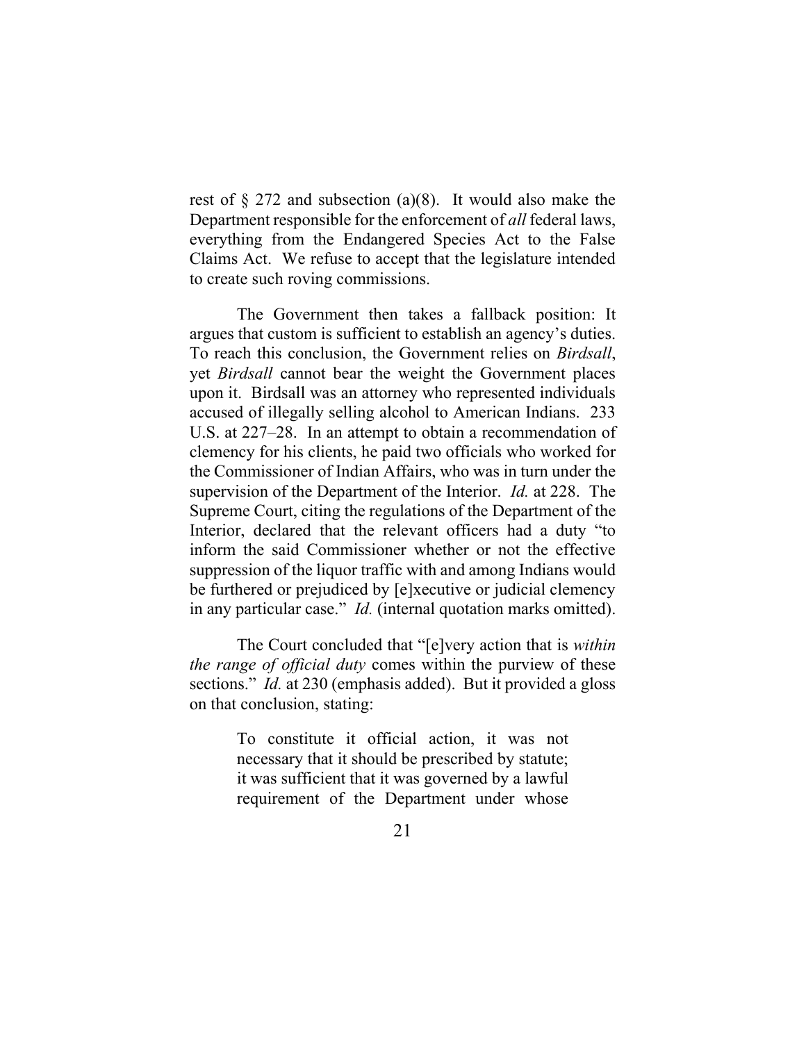rest of § 272 and subsection (a)(8). It would also make the Department responsible for the enforcement of *all* federal laws, everything from the Endangered Species Act to the False Claims Act. We refuse to accept that the legislature intended to create such roving commissions.

The Government then takes a fallback position: It argues that custom is sufficient to establish an agency's duties. To reach this conclusion, the Government relies on *Birdsall*, yet *Birdsall* cannot bear the weight the Government places upon it. Birdsall was an attorney who represented individuals accused of illegally selling alcohol to American Indians. 233 U.S. at 227–28. In an attempt to obtain a recommendation of clemency for his clients, he paid two officials who worked for the Commissioner of Indian Affairs, who was in turn under the supervision of the Department of the Interior. *Id.* at 228. The Supreme Court, citing the regulations of the Department of the Interior, declared that the relevant officers had a duty "to inform the said Commissioner whether or not the effective suppression of the liquor traffic with and among Indians would be furthered or prejudiced by [e]xecutive or judicial clemency in any particular case." *Id.* (internal quotation marks omitted).

The Court concluded that "[e]very action that is *within the range of official duty* comes within the purview of these sections." *Id.* at 230 (emphasis added). But it provided a gloss on that conclusion, stating:

> To constitute it official action, it was not necessary that it should be prescribed by statute; it was sufficient that it was governed by a lawful requirement of the Department under whose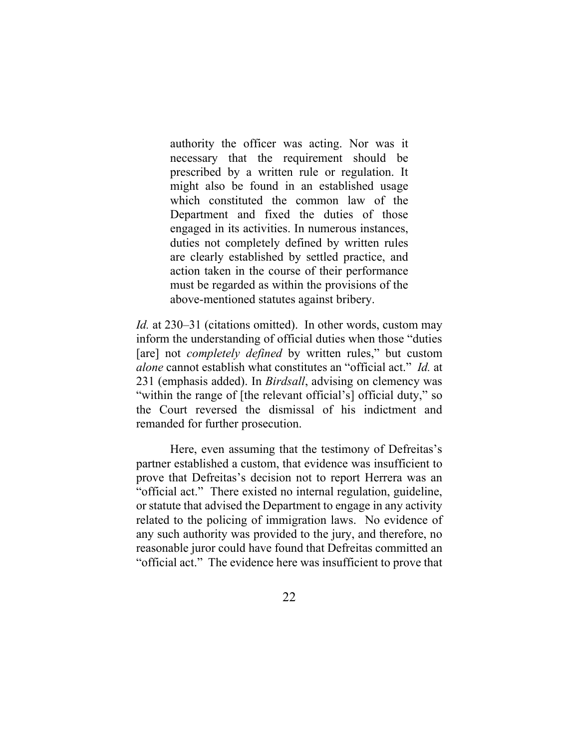> authority the officer was acting. Nor was it necessary that the requirement should be prescribed by a written rule or regulation. It might also be found in an established usage which constituted the common law of the Department and fixed the duties of those engaged in its activities. In numerous instances, duties not completely defined by written rules are clearly established by settled practice, and action taken in the course of their performance must be regarded as within the provisions of the above-mentioned statutes against bribery.

*Id.* at 230–31 (citations omitted). In other words, custom may inform the understanding of official duties when those "duties [are] not *completely defined* by written rules," but custom *alone* cannot establish what constitutes an "official act." *Id.* at 231 (emphasis added). In *Birdsall*, advising on clemency was "within the range of [the relevant official's] official duty," so the Court reversed the dismissal of his indictment and remanded for further prosecution.

Here, even assuming that the testimony of Defreitas's partner established a custom, that evidence was insufficient to prove that Defreitas's decision not to report Herrera was an "official act." There existed no internal regulation, guideline, or statute that advised the Department to engage in any activity related to the policing of immigration laws. No evidence of any such authority was provided to the jury, and therefore, no reasonable juror could have found that Defreitas committed an "official act." The evidence here was insufficient to prove that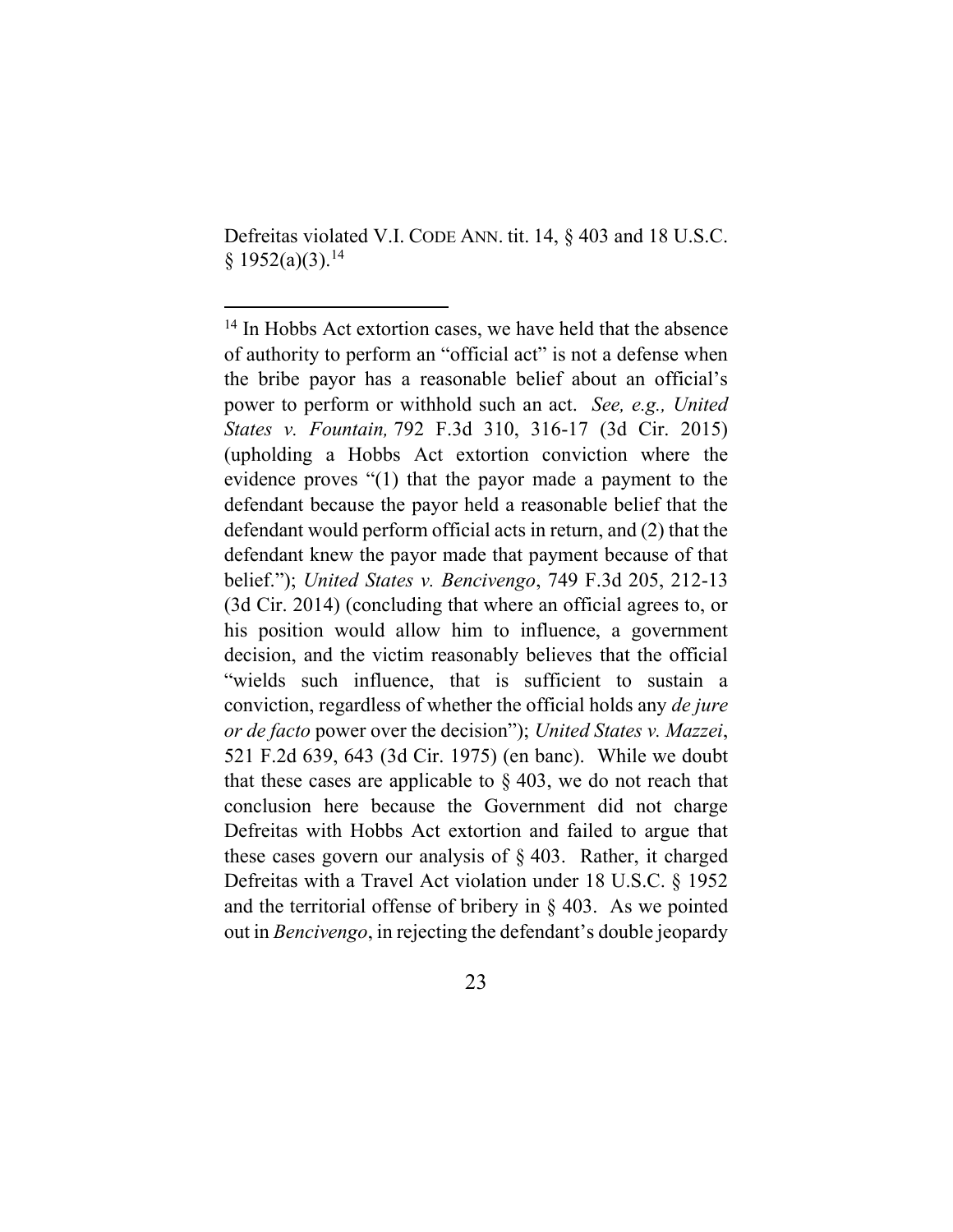Defreitas violated V.I. CODE ANN. tit. 14, § 403 and 18 U.S.C. § 1952(a)(3).[14]

---

[14] In Hobbs Act extortion cases, we have held that the absence of authority to perform an "official act" is not a defense when the bribe payor has a reasonable belief about an official's power to perform or withhold such an act. *See, e.g., United States v. Fountain,* 792 F.3d 310, 316-17 (3d Cir. 2015) (upholding a Hobbs Act extortion conviction where the evidence proves "(1) that the payor made a payment to the defendant because the payor held a reasonable belief that the defendant would perform official acts in return, and (2) that the defendant knew the payor made that payment because of that belief."); *United States v. Bencivengo*, 749 F.3d 205, 212-13 (3d Cir. 2014) (concluding that where an official agrees to, or his position would allow him to influence, a government decision, and the victim reasonably believes that the official "wields such influence, that is sufficient to sustain a conviction, regardless of whether the official holds any *de jure or de facto* power over the decision"); *United States v. Mazzei*, 521 F.2d 639, 643 (3d Cir. 1975) (en banc). While we doubt that these cases are applicable to § 403, we do not reach that conclusion here because the Government did not charge Defreitas with Hobbs Act extortion and failed to argue that these cases govern our analysis of § 403. Rather, it charged Defreitas with a Travel Act violation under 18 U.S.C. § 1952 and the territorial offense of bribery in § 403. As we pointed out in *Bencivengo*, in rejecting the defendant's double jeopardy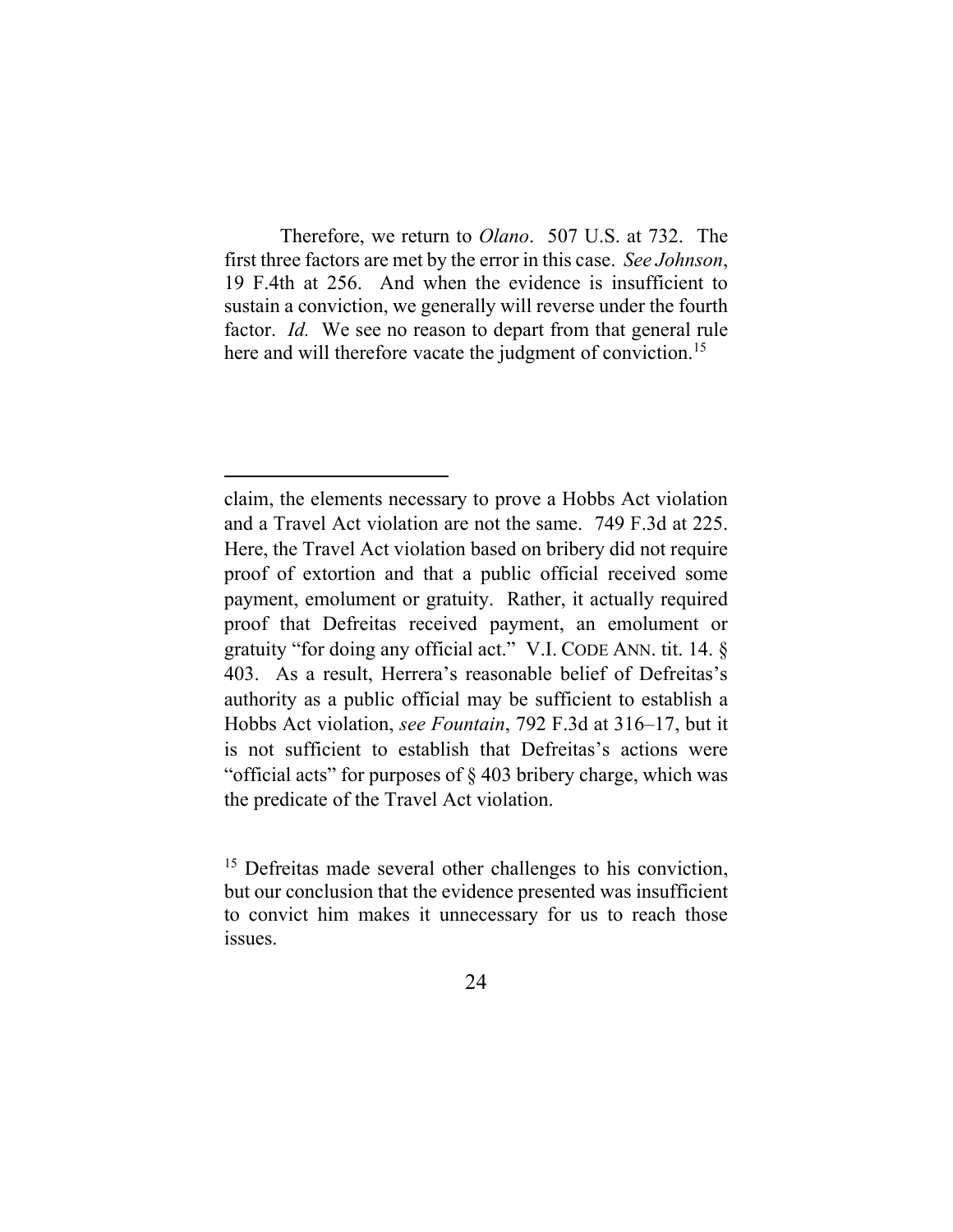Therefore, we return to *Olano*. 507 U.S. at 732. The first three factors are met by the error in this case. *See Johnson*, 19 F.4th at 256. And when the evidence is insufficient to sustain a conviction, we generally will reverse under the fourth factor. *Id.* We see no reason to depart from that general rule here and will therefore vacate the judgment of conviction.[15]

---

claim, the elements necessary to prove a Hobbs Act violation and a Travel Act violation are not the same. 749 F.3d at 225. Here, the Travel Act violation based on bribery did not require proof of extortion and that a public official received some payment, emolument or gratuity. Rather, it actually required proof that Defreitas received payment, an emolument or gratuity "for doing any official act." V.I. CODE ANN. tit. 14. § 403. As a result, Herrera's reasonable belief of Defreitas's authority as a public official may be sufficient to establish a Hobbs Act violation, *see Fountain*, 792 F.3d at 316–17, but it is not sufficient to establish that Defreitas's actions were "official acts" for purposes of § 403 bribery charge, which was the predicate of the Travel Act violation.

[15] Defreitas made several other challenges to his conviction, but our conclusion that the evidence presented was insufficient to convict him makes it unnecessary for us to reach those issues.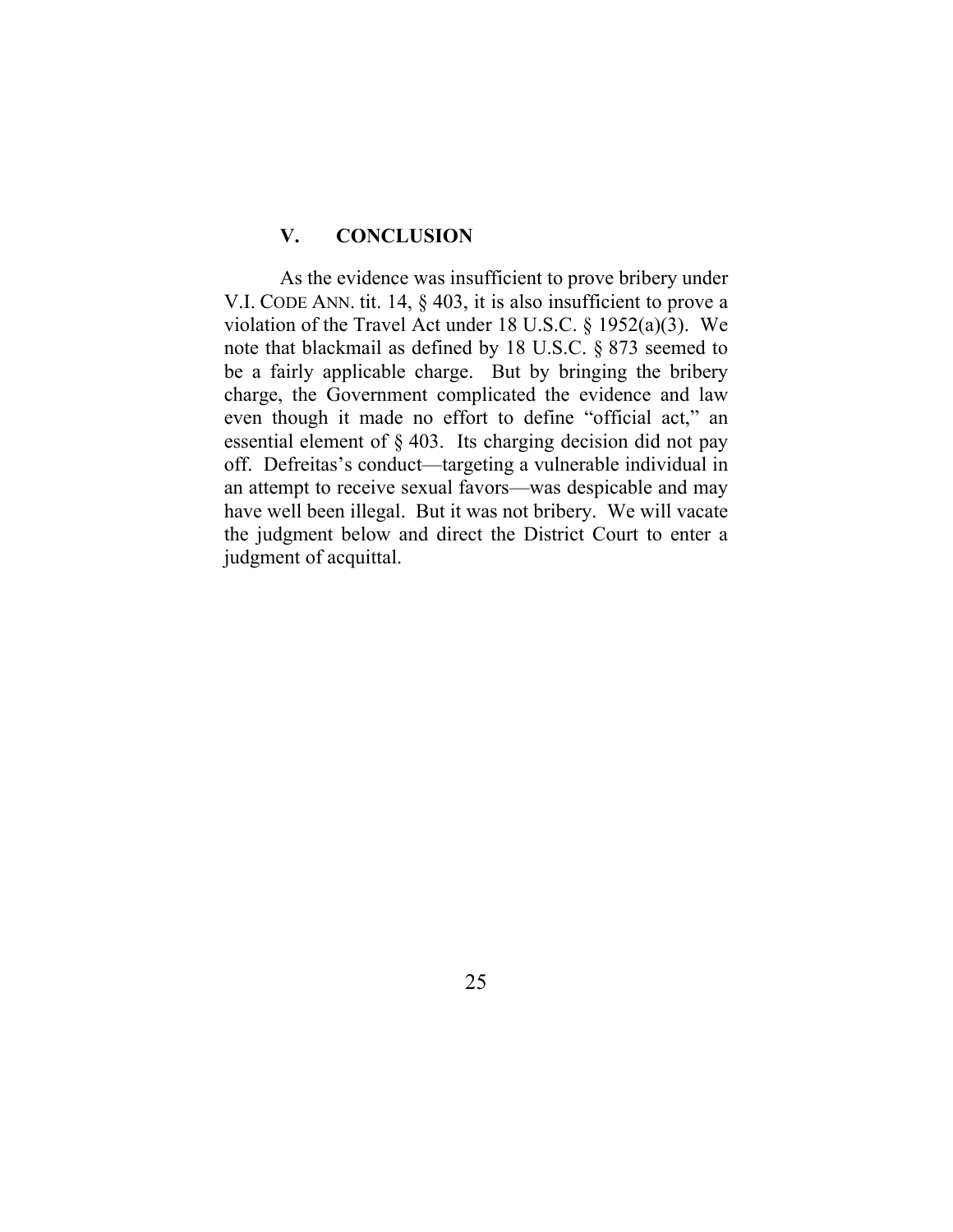## V. CONCLUSION

As the evidence was insufficient to prove bribery under V.I. CODE ANN. tit. 14, § 403, it is also insufficient to prove a violation of the Travel Act under 18 U.S.C. § 1952(a)(3). We note that blackmail as defined by 18 U.S.C. § 873 seemed to be a fairly applicable charge. But by bringing the bribery charge, the Government complicated the evidence and law even though it made no effort to define "official act," an essential element of § 403. Its charging decision did not pay off. Defreitas's conduct—targeting a vulnerable individual in an attempt to receive sexual favors—was despicable and may have well been illegal. But it was not bribery. We will vacate the judgment below and direct the District Court to enter a judgment of acquittal.